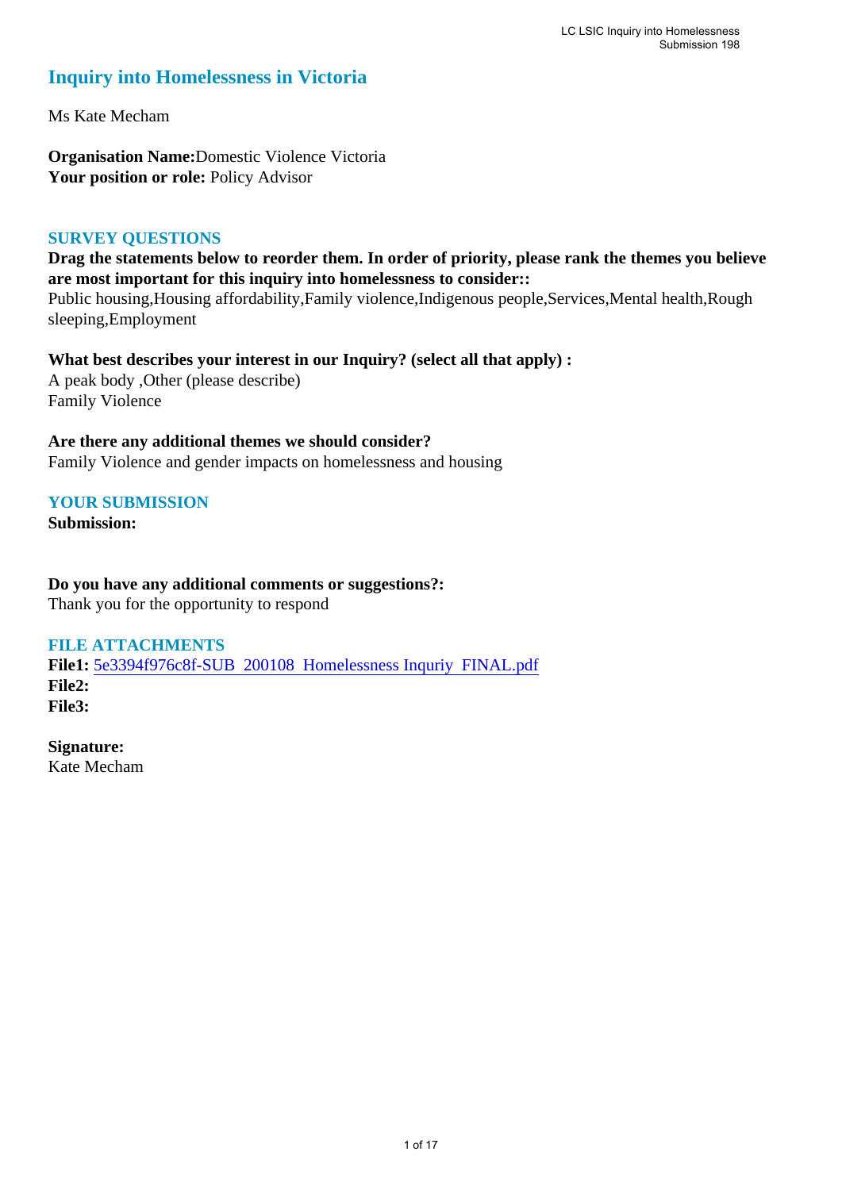# Inquiry into Homelessness in Victoria

Ms Kate Mecham

**Organisation Name:** Domestic Violence Victoria
**Your position or role:** Policy Advisor

## SURVEY QUESTIONS

**Drag the statements below to reorder them. In order of priority, please rank the themes you believe are most important for this inquiry into homelessness to consider::**
Public housing,Housing affordability,Family violence,Indigenous people,Services,Mental health,Rough sleeping,Employment

**What best describes your interest in our Inquiry? (select all that apply) :**
A peak body ,Other (please describe)
Family Violence

**Are there any additional themes we should consider?**
Family Violence and gender impacts on homelessness and housing

## YOUR SUBMISSION

**Submission:**

**Do you have any additional comments or suggestions?:**
Thank you for the opportunity to respond

## FILE ATTACHMENTS

**File1:** 5e3394f976c8f-SUB 200108 Homelessness Inquriy FINAL.pdf
**File2:**
**File3:**

**Signature:**
Kate Mecham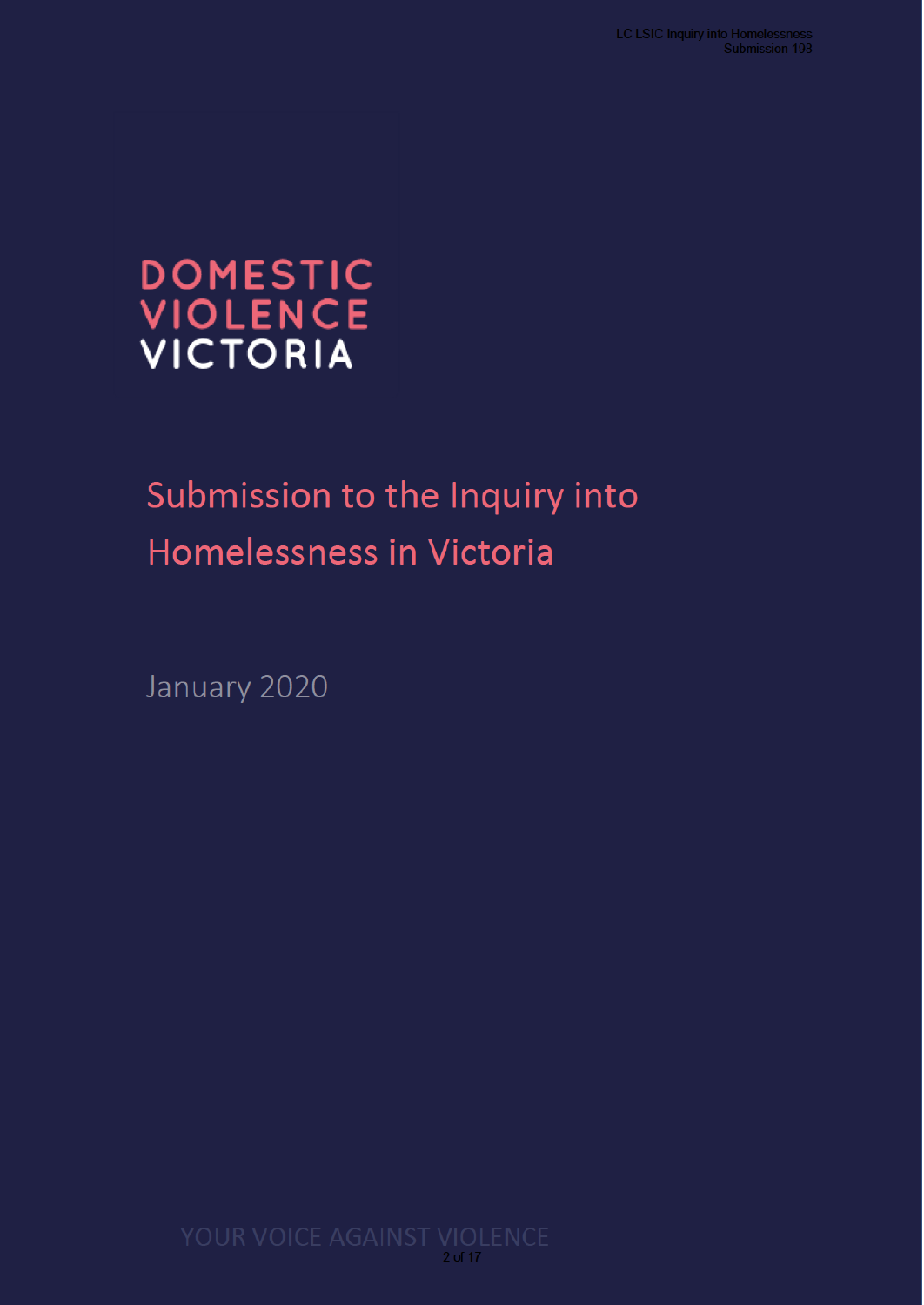DOMESTIC
VIOLENCE
VICTORIA

# Submission to the Inquiry into Homelessness in Victoria

January 2020

YOUR VOICE AGAINST VIOLENCE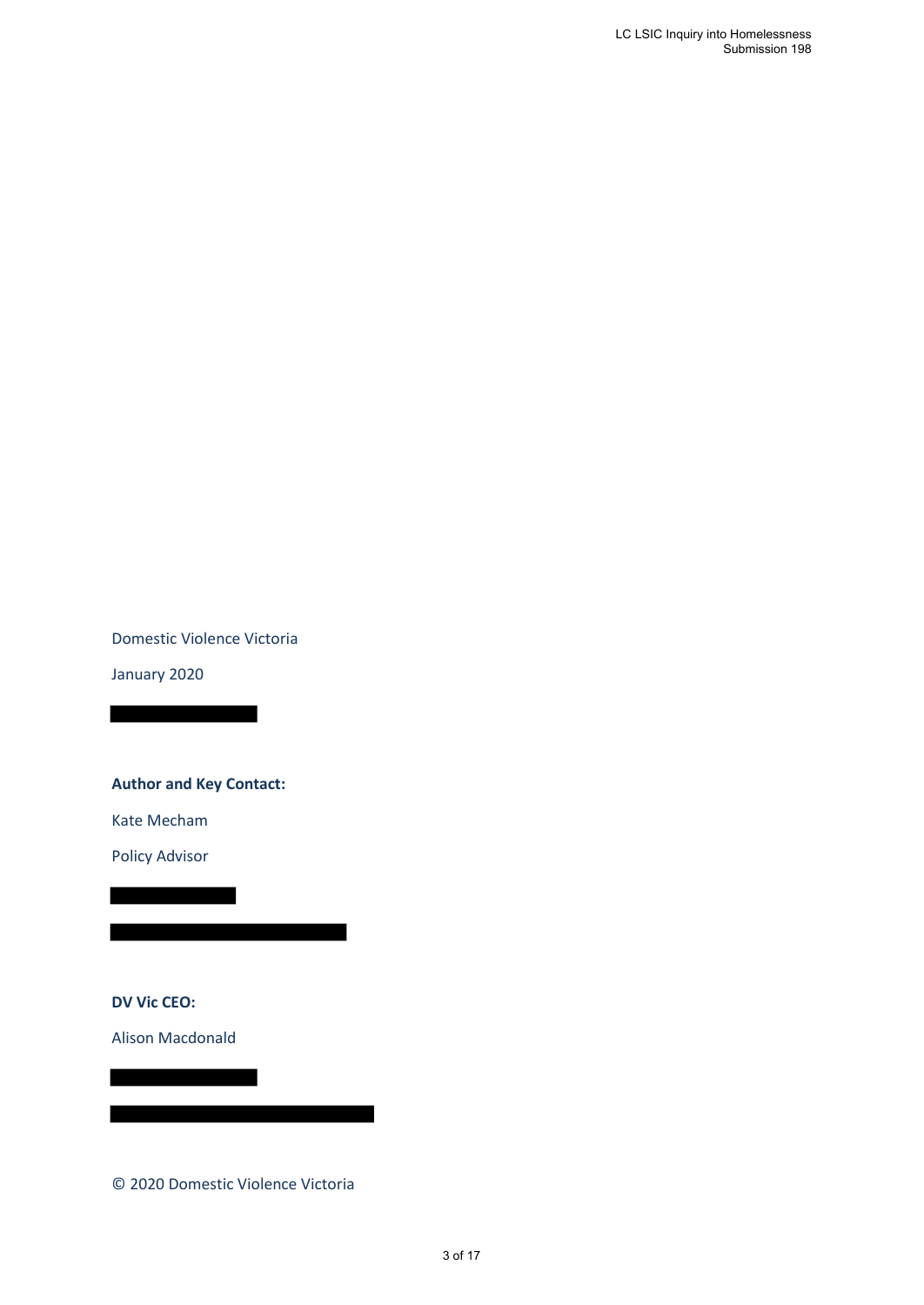Domestic Violence Victoria

January 2020

**Author and Key Contact:**

Kate Mecham

Policy Advisor

**DV Vic CEO:**

Alison Macdonald

© 2020 Domestic Violence Victoria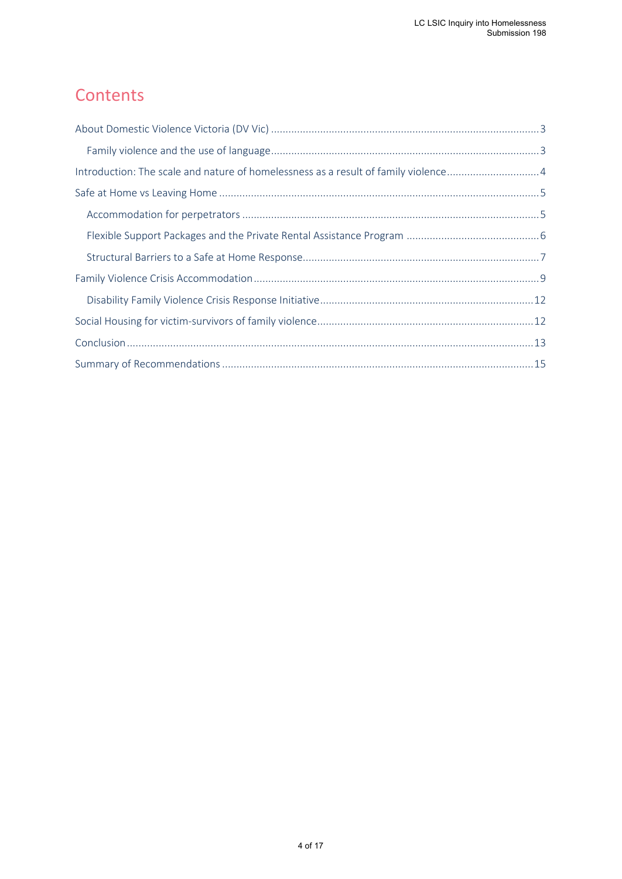# Contents

About Domestic Violence Victoria (DV Vic) ... 3

- Family violence and the use of language ... 3

Introduction: The scale and nature of homelessness as a result of family violence ... 4

Safe at Home vs Leaving Home ... 5

- Accommodation for perpetrators ... 5
- Flexible Support Packages and the Private Rental Assistance Program ... 6
- Structural Barriers to a Safe at Home Response ... 7

Family Violence Crisis Accommodation ... 9

- Disability Family Violence Crisis Response Initiative ... 12

Social Housing for victim-survivors of family violence ... 12

Conclusion ... 13

Summary of Recommendations ... 15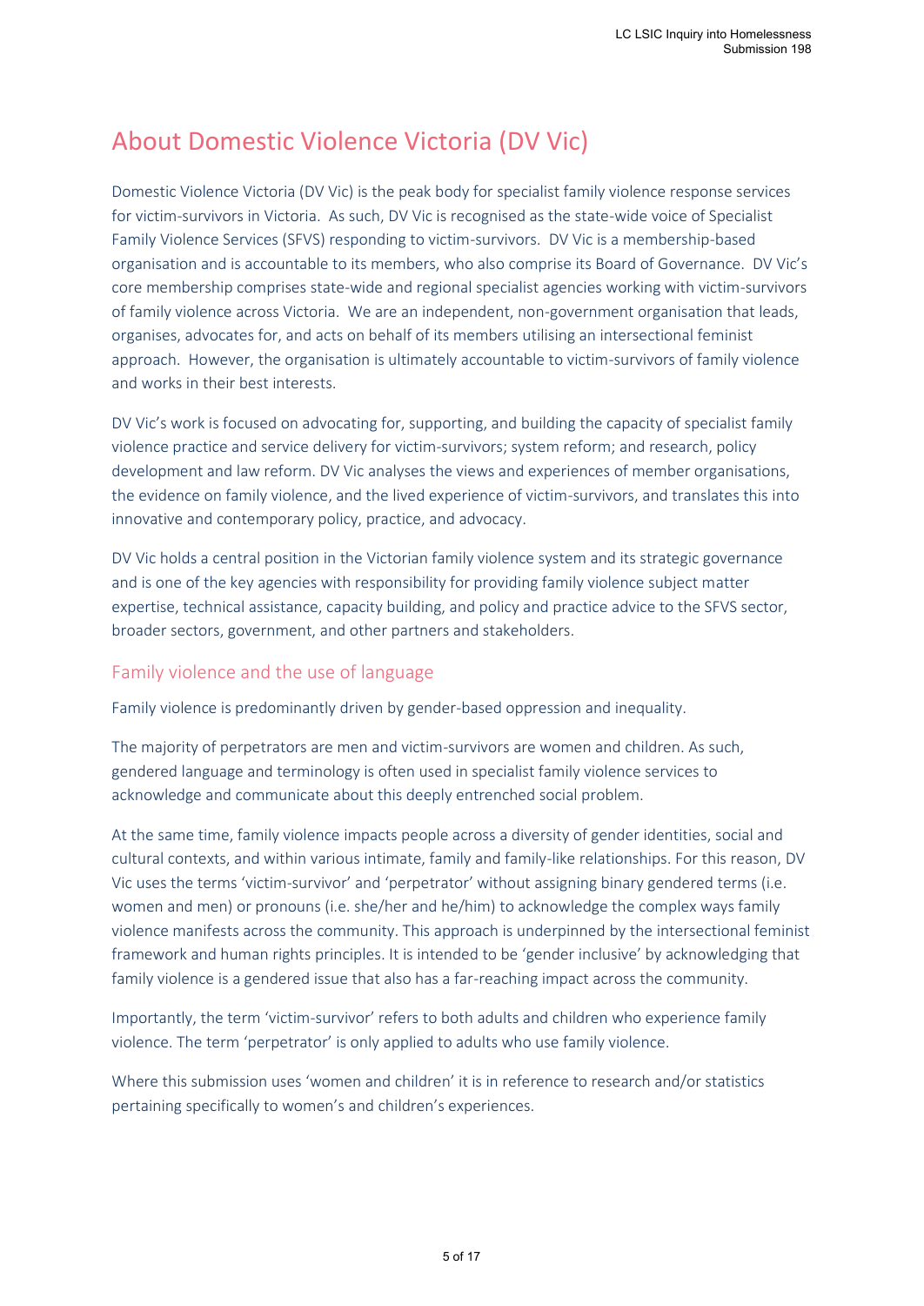# About Domestic Violence Victoria (DV Vic)

Domestic Violence Victoria (DV Vic) is the peak body for specialist family violence response services for victim-survivors in Victoria. As such, DV Vic is recognised as the state-wide voice of Specialist Family Violence Services (SFVS) responding to victim-survivors. DV Vic is a membership-based organisation and is accountable to its members, who also comprise its Board of Governance. DV Vic's core membership comprises state-wide and regional specialist agencies working with victim-survivors of family violence across Victoria. We are an independent, non-government organisation that leads, organises, advocates for, and acts on behalf of its members utilising an intersectional feminist approach. However, the organisation is ultimately accountable to victim-survivors of family violence and works in their best interests.

DV Vic's work is focused on advocating for, supporting, and building the capacity of specialist family violence practice and service delivery for victim-survivors; system reform; and research, policy development and law reform. DV Vic analyses the views and experiences of member organisations, the evidence on family violence, and the lived experience of victim-survivors, and translates this into innovative and contemporary policy, practice, and advocacy.

DV Vic holds a central position in the Victorian family violence system and its strategic governance and is one of the key agencies with responsibility for providing family violence subject matter expertise, technical assistance, capacity building, and policy and practice advice to the SFVS sector, broader sectors, government, and other partners and stakeholders.

## Family violence and the use of language

Family violence is predominantly driven by gender-based oppression and inequality.

The majority of perpetrators are men and victim-survivors are women and children. As such, gendered language and terminology is often used in specialist family violence services to acknowledge and communicate about this deeply entrenched social problem.

At the same time, family violence impacts people across a diversity of gender identities, social and cultural contexts, and within various intimate, family and family-like relationships. For this reason, DV Vic uses the terms 'victim-survivor' and 'perpetrator' without assigning binary gendered terms (i.e. women and men) or pronouns (i.e. she/her and he/him) to acknowledge the complex ways family violence manifests across the community. This approach is underpinned by the intersectional feminist framework and human rights principles. It is intended to be 'gender inclusive' by acknowledging that family violence is a gendered issue that also has a far-reaching impact across the community.

Importantly, the term 'victim-survivor' refers to both adults and children who experience family violence. The term 'perpetrator' is only applied to adults who use family violence.

Where this submission uses 'women and children' it is in reference to research and/or statistics pertaining specifically to women's and children's experiences.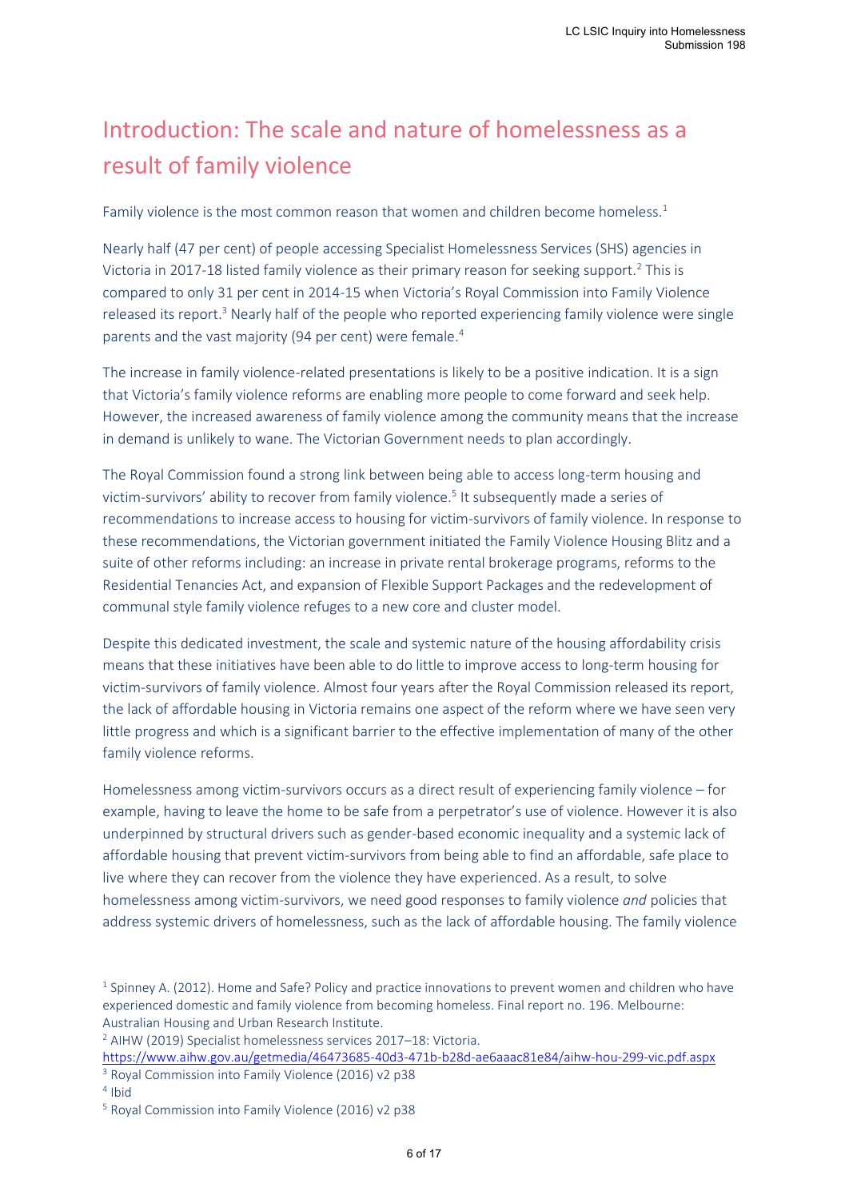# Introduction: The scale and nature of homelessness as a result of family violence

Family violence is the most common reason that women and children become homeless.[1]

Nearly half (47 per cent) of people accessing Specialist Homelessness Services (SHS) agencies in Victoria in 2017-18 listed family violence as their primary reason for seeking support.[2] This is compared to only 31 per cent in 2014-15 when Victoria's Royal Commission into Family Violence released its report.[3] Nearly half of the people who reported experiencing family violence were single parents and the vast majority (94 per cent) were female.[4]

The increase in family violence-related presentations is likely to be a positive indication. It is a sign that Victoria's family violence reforms are enabling more people to come forward and seek help. However, the increased awareness of family violence among the community means that the increase in demand is unlikely to wane. The Victorian Government needs to plan accordingly.

The Royal Commission found a strong link between being able to access long-term housing and victim-survivors' ability to recover from family violence.[5] It subsequently made a series of recommendations to increase access to housing for victim-survivors of family violence. In response to these recommendations, the Victorian government initiated the Family Violence Housing Blitz and a suite of other reforms including: an increase in private rental brokerage programs, reforms to the Residential Tenancies Act, and expansion of Flexible Support Packages and the redevelopment of communal style family violence refuges to a new core and cluster model.

Despite this dedicated investment, the scale and systemic nature of the housing affordability crisis means that these initiatives have been able to do little to improve access to long-term housing for victim-survivors of family violence. Almost four years after the Royal Commission released its report, the lack of affordable housing in Victoria remains one aspect of the reform where we have seen very little progress and which is a significant barrier to the effective implementation of many of the other family violence reforms.

Homelessness among victim-survivors occurs as a direct result of experiencing family violence – for example, having to leave the home to be safe from a perpetrator's use of violence. However it is also underpinned by structural drivers such as gender-based economic inequality and a systemic lack of affordable housing that prevent victim-survivors from being able to find an affordable, safe place to live where they can recover from the violence they have experienced. As a result, to solve homelessness among victim-survivors, we need good responses to family violence *and* policies that address systemic drivers of homelessness, such as the lack of affordable housing. The family violence

[1] Spinney A. (2012). Home and Safe? Policy and practice innovations to prevent women and children who have experienced domestic and family violence from becoming homeless. Final report no. 196. Melbourne: Australian Housing and Urban Research Institute.

[2] AIHW (2019) Specialist homelessness services 2017–18: Victoria. https://www.aihw.gov.au/getmedia/46473685-40d3-471b-b28d-ae6aaac81e84/aihw-hou-299-vic.pdf.aspx

[3] Royal Commission into Family Violence (2016) v2 p38

[4] Ibid

[5] Royal Commission into Family Violence (2016) v2 p38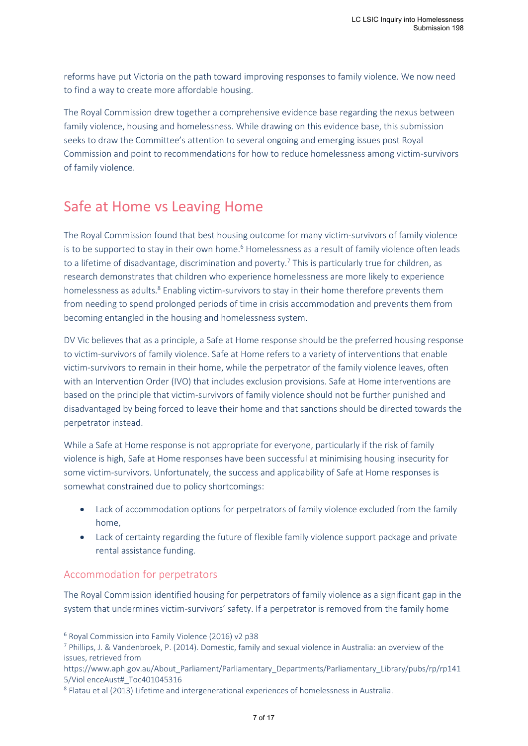reforms have put Victoria on the path toward improving responses to family violence. We now need to find a way to create more affordable housing.

The Royal Commission drew together a comprehensive evidence base regarding the nexus between family violence, housing and homelessness. While drawing on this evidence base, this submission seeks to draw the Committee's attention to several ongoing and emerging issues post Royal Commission and point to recommendations for how to reduce homelessness among victim-survivors of family violence.

## Safe at Home vs Leaving Home

The Royal Commission found that best housing outcome for many victim-survivors of family violence is to be supported to stay in their own home.[6] Homelessness as a result of family violence often leads to a lifetime of disadvantage, discrimination and poverty.[7] This is particularly true for children, as research demonstrates that children who experience homelessness are more likely to experience homelessness as adults.[8] Enabling victim-survivors to stay in their home therefore prevents them from needing to spend prolonged periods of time in crisis accommodation and prevents them from becoming entangled in the housing and homelessness system.

DV Vic believes that as a principle, a Safe at Home response should be the preferred housing response to victim-survivors of family violence. Safe at Home refers to a variety of interventions that enable victim-survivors to remain in their home, while the perpetrator of the family violence leaves, often with an Intervention Order (IVO) that includes exclusion provisions. Safe at Home interventions are based on the principle that victim-survivors of family violence should not be further punished and disadvantaged by being forced to leave their home and that sanctions should be directed towards the perpetrator instead.

While a Safe at Home response is not appropriate for everyone, particularly if the risk of family violence is high, Safe at Home responses have been successful at minimising housing insecurity for some victim-survivors. Unfortunately, the success and applicability of Safe at Home responses is somewhat constrained due to policy shortcomings:

- Lack of accommodation options for perpetrators of family violence excluded from the family home,
- Lack of certainty regarding the future of flexible family violence support package and private rental assistance funding.

### Accommodation for perpetrators

The Royal Commission identified housing for perpetrators of family violence as a significant gap in the system that undermines victim-survivors' safety. If a perpetrator is removed from the family home

[6] Royal Commission into Family Violence (2016) v2 p38

[7] Phillips, J. & Vandenbroek, P. (2014). Domestic, family and sexual violence in Australia: an overview of the issues, retrieved from https://www.aph.gov.au/About_Parliament/Parliamentary_Departments/Parliamentary_Library/pubs/rp/rp1415/Viol enceAust#_Toc401045316

[8] Flatau et al (2013) Lifetime and intergenerational experiences of homelessness in Australia.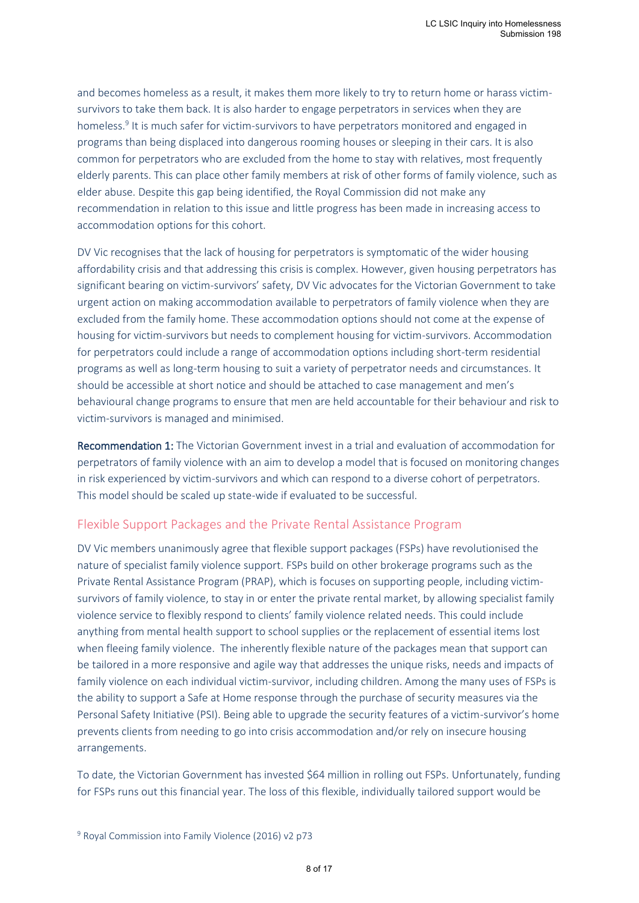and becomes homeless as a result, it makes them more likely to try to return home or harass victim-survivors to take them back. It is also harder to engage perpetrators in services when they are homeless.[9] It is much safer for victim-survivors to have perpetrators monitored and engaged in programs than being displaced into dangerous rooming houses or sleeping in their cars. It is also common for perpetrators who are excluded from the home to stay with relatives, most frequently elderly parents. This can place other family members at risk of other forms of family violence, such as elder abuse. Despite this gap being identified, the Royal Commission did not make any recommendation in relation to this issue and little progress has been made in increasing access to accommodation options for this cohort.

DV Vic recognises that the lack of housing for perpetrators is symptomatic of the wider housing affordability crisis and that addressing this crisis is complex. However, given housing perpetrators has significant bearing on victim-survivors' safety, DV Vic advocates for the Victorian Government to take urgent action on making accommodation available to perpetrators of family violence when they are excluded from the family home. These accommodation options should not come at the expense of housing for victim-survivors but needs to complement housing for victim-survivors. Accommodation for perpetrators could include a range of accommodation options including short-term residential programs as well as long-term housing to suit a variety of perpetrator needs and circumstances. It should be accessible at short notice and should be attached to case management and men's behavioural change programs to ensure that men are held accountable for their behaviour and risk to victim-survivors is managed and minimised.

**Recommendation 1:** The Victorian Government invest in a trial and evaluation of accommodation for perpetrators of family violence with an aim to develop a model that is focused on monitoring changes in risk experienced by victim-survivors and which can respond to a diverse cohort of perpetrators. This model should be scaled up state-wide if evaluated to be successful.

## Flexible Support Packages and the Private Rental Assistance Program

DV Vic members unanimously agree that flexible support packages (FSPs) have revolutionised the nature of specialist family violence support. FSPs build on other brokerage programs such as the Private Rental Assistance Program (PRAP), which is focuses on supporting people, including victim-survivors of family violence, to stay in or enter the private rental market, by allowing specialist family violence service to flexibly respond to clients' family violence related needs. This could include anything from mental health support to school supplies or the replacement of essential items lost when fleeing family violence. The inherently flexible nature of the packages mean that support can be tailored in a more responsive and agile way that addresses the unique risks, needs and impacts of family violence on each individual victim-survivor, including children. Among the many uses of FSPs is the ability to support a Safe at Home response through the purchase of security measures via the Personal Safety Initiative (PSI). Being able to upgrade the security features of a victim-survivor's home prevents clients from needing to go into crisis accommodation and/or rely on insecure housing arrangements.

To date, the Victorian Government has invested $64 million in rolling out FSPs. Unfortunately, funding for FSPs runs out this financial year. The loss of this flexible, individually tailored support would be

[9] Royal Commission into Family Violence (2016) v2 p73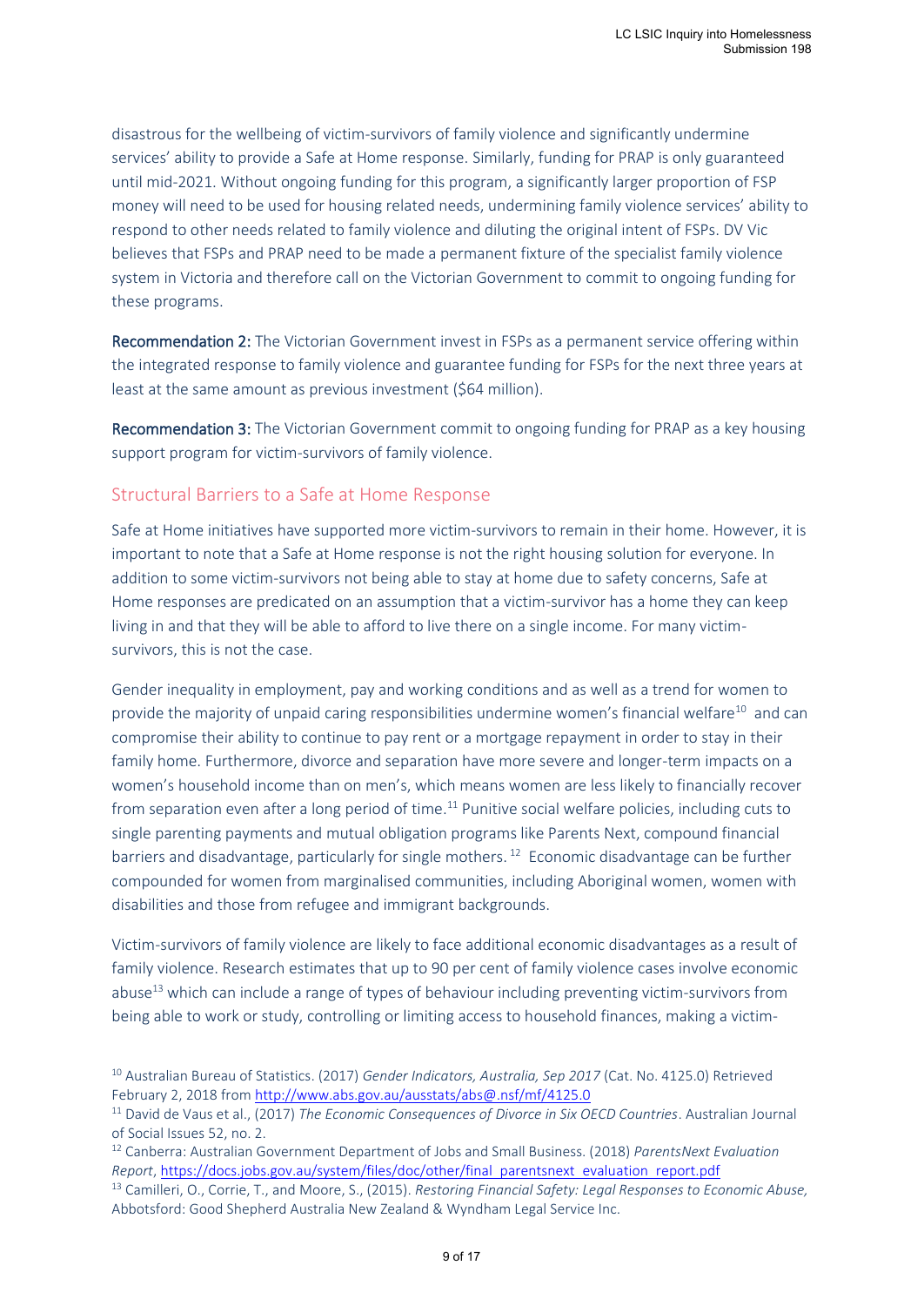disastrous for the wellbeing of victim-survivors of family violence and significantly undermine services' ability to provide a Safe at Home response. Similarly, funding for PRAP is only guaranteed until mid-2021. Without ongoing funding for this program, a significantly larger proportion of FSP money will need to be used for housing related needs, undermining family violence services' ability to respond to other needs related to family violence and diluting the original intent of FSPs. DV Vic believes that FSPs and PRAP need to be made a permanent fixture of the specialist family violence system in Victoria and therefore call on the Victorian Government to commit to ongoing funding for these programs.

**Recommendation 2:** The Victorian Government invest in FSPs as a permanent service offering within the integrated response to family violence and guarantee funding for FSPs for the next three years at least at the same amount as previous investment ($64 million).

**Recommendation 3:** The Victorian Government commit to ongoing funding for PRAP as a key housing support program for victim-survivors of family violence.

## Structural Barriers to a Safe at Home Response

Safe at Home initiatives have supported more victim-survivors to remain in their home. However, it is important to note that a Safe at Home response is not the right housing solution for everyone. In addition to some victim-survivors not being able to stay at home due to safety concerns, Safe at Home responses are predicated on an assumption that a victim-survivor has a home they can keep living in and that they will be able to afford to live there on a single income. For many victim-survivors, this is not the case.

Gender inequality in employment, pay and working conditions and as well as a trend for women to provide the majority of unpaid caring responsibilities undermine women's financial welfare[10] and can compromise their ability to continue to pay rent or a mortgage repayment in order to stay in their family home. Furthermore, divorce and separation have more severe and longer-term impacts on a women's household income than on men's, which means women are less likely to financially recover from separation even after a long period of time.[11] Punitive social welfare policies, including cuts to single parenting payments and mutual obligation programs like Parents Next, compound financial barriers and disadvantage, particularly for single mothers.[12] Economic disadvantage can be further compounded for women from marginalised communities, including Aboriginal women, women with disabilities and those from refugee and immigrant backgrounds.

Victim-survivors of family violence are likely to face additional economic disadvantages as a result of family violence. Research estimates that up to 90 per cent of family violence cases involve economic abuse[13] which can include a range of types of behaviour including preventing victim-survivors from being able to work or study, controlling or limiting access to household finances, making a victim-

[10] Australian Bureau of Statistics. (2017) *Gender Indicators, Australia, Sep 2017* (Cat. No. 4125.0) Retrieved February 2, 2018 from http://www.abs.gov.au/ausstats/abs@.nsf/mf/4125.0

[11] David de Vaus et al., (2017) *The Economic Consequences of Divorce in Six OECD Countries*. Australian Journal of Social Issues 52, no. 2.

[12] Canberra: Australian Government Department of Jobs and Small Business. (2018) *ParentsNext Evaluation Report*, https://docs.jobs.gov.au/system/files/doc/other/final_parentsnext_evaluation_report.pdf

[13] Camilleri, O., Corrie, T., and Moore, S., (2015). *Restoring Financial Safety: Legal Responses to Economic Abuse,* Abbotsford: Good Shepherd Australia New Zealand & Wyndham Legal Service Inc.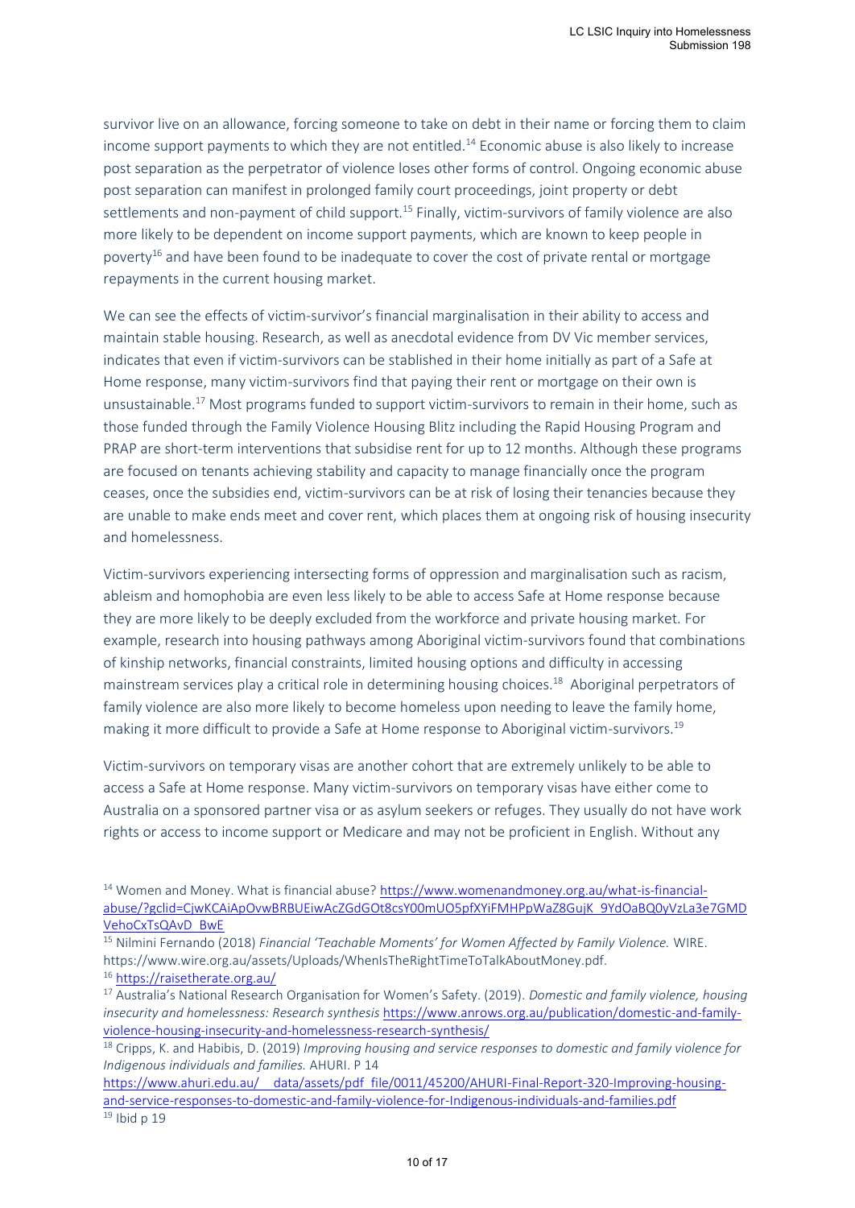survivor live on an allowance, forcing someone to take on debt in their name or forcing them to claim income support payments to which they are not entitled.[14] Economic abuse is also likely to increase post separation as the perpetrator of violence loses other forms of control. Ongoing economic abuse post separation can manifest in prolonged family court proceedings, joint property or debt settlements and non-payment of child support.[15] Finally, victim-survivors of family violence are also more likely to be dependent on income support payments, which are known to keep people in poverty[16] and have been found to be inadequate to cover the cost of private rental or mortgage repayments in the current housing market.

We can see the effects of victim-survivor's financial marginalisation in their ability to access and maintain stable housing. Research, as well as anecdotal evidence from DV Vic member services, indicates that even if victim-survivors can be stablished in their home initially as part of a Safe at Home response, many victim-survivors find that paying their rent or mortgage on their own is unsustainable.[17] Most programs funded to support victim-survivors to remain in their home, such as those funded through the Family Violence Housing Blitz including the Rapid Housing Program and PRAP are short-term interventions that subsidise rent for up to 12 months. Although these programs are focused on tenants achieving stability and capacity to manage financially once the program ceases, once the subsidies end, victim-survivors can be at risk of losing their tenancies because they are unable to make ends meet and cover rent, which places them at ongoing risk of housing insecurity and homelessness.

Victim-survivors experiencing intersecting forms of oppression and marginalisation such as racism, ableism and homophobia are even less likely to be able to access Safe at Home response because they are more likely to be deeply excluded from the workforce and private housing market. For example, research into housing pathways among Aboriginal victim-survivors found that combinations of kinship networks, financial constraints, limited housing options and difficulty in accessing mainstream services play a critical role in determining housing choices.[18] Aboriginal perpetrators of family violence are also more likely to become homeless upon needing to leave the family home, making it more difficult to provide a Safe at Home response to Aboriginal victim-survivors.[19]

Victim-survivors on temporary visas are another cohort that are extremely unlikely to be able to access a Safe at Home response. Many victim-survivors on temporary visas have either come to Australia on a sponsored partner visa or as asylum seekers or refuges. They usually do not have work rights or access to income support or Medicare and may not be proficient in English. Without any

---

[14] Women and Money. What is financial abuse? https://www.womenandmoney.org.au/what-is-financial-abuse/?gclid=CjwKCAiApOvwBRBUEiwAcZGdGOt8csY00mUO5pfXYiFMHPpWaZ8GujK_9YdOaBQ0yVzLa3e7GMDVehoCxTsQAvD_BwE

[15] Nilmini Fernando (2018) *Financial 'Teachable Moments' for Women Affected by Family Violence.* WIRE. https://www.wire.org.au/assets/Uploads/WhenIsTheRightTimeToTalkAboutMoney.pdf.

[16] https://raisetherate.org.au/

[17] Australia's National Research Organisation for Women's Safety. (2019). *Domestic and family violence, housing insecurity and homelessness: Research synthesis* https://www.anrows.org.au/publication/domestic-and-family-violence-housing-insecurity-and-homelessness-research-synthesis/

[18] Cripps, K. and Habibis, D. (2019) *Improving housing and service responses to domestic and family violence for Indigenous individuals and families.* AHURI. P 14 https://www.ahuri.edu.au/__data/assets/pdf_file/0011/45200/AHURI-Final-Report-320-Improving-housing-and-service-responses-to-domestic-and-family-violence-for-Indigenous-individuals-and-families.pdf

[19] Ibid p 19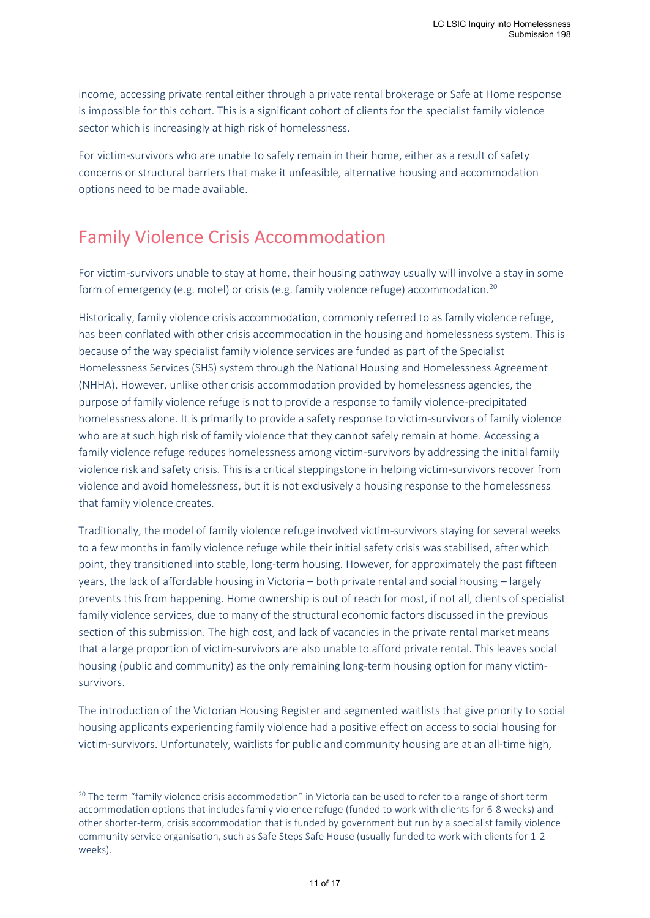income, accessing private rental either through a private rental brokerage or Safe at Home response is impossible for this cohort. This is a significant cohort of clients for the specialist family violence sector which is increasingly at high risk of homelessness.

For victim-survivors who are unable to safely remain in their home, either as a result of safety concerns or structural barriers that make it unfeasible, alternative housing and accommodation options need to be made available.

## Family Violence Crisis Accommodation

For victim-survivors unable to stay at home, their housing pathway usually will involve a stay in some form of emergency (e.g. motel) or crisis (e.g. family violence refuge) accommodation.[20]

Historically, family violence crisis accommodation, commonly referred to as family violence refuge, has been conflated with other crisis accommodation in the housing and homelessness system. This is because of the way specialist family violence services are funded as part of the Specialist Homelessness Services (SHS) system through the National Housing and Homelessness Agreement (NHHA). However, unlike other crisis accommodation provided by homelessness agencies, the purpose of family violence refuge is not to provide a response to family violence-precipitated homelessness alone. It is primarily to provide a safety response to victim-survivors of family violence who are at such high risk of family violence that they cannot safely remain at home. Accessing a family violence refuge reduces homelessness among victim-survivors by addressing the initial family violence risk and safety crisis. This is a critical steppingstone in helping victim-survivors recover from violence and avoid homelessness, but it is not exclusively a housing response to the homelessness that family violence creates.

Traditionally, the model of family violence refuge involved victim-survivors staying for several weeks to a few months in family violence refuge while their initial safety crisis was stabilised, after which point, they transitioned into stable, long-term housing. However, for approximately the past fifteen years, the lack of affordable housing in Victoria – both private rental and social housing – largely prevents this from happening. Home ownership is out of reach for most, if not all, clients of specialist family violence services, due to many of the structural economic factors discussed in the previous section of this submission. The high cost, and lack of vacancies in the private rental market means that a large proportion of victim-survivors are also unable to afford private rental. This leaves social housing (public and community) as the only remaining long-term housing option for many victim-survivors.

The introduction of the Victorian Housing Register and segmented waitlists that give priority to social housing applicants experiencing family violence had a positive effect on access to social housing for victim-survivors. Unfortunately, waitlists for public and community housing are at an all-time high,

[20] The term "family violence crisis accommodation" in Victoria can be used to refer to a range of short term accommodation options that includes family violence refuge (funded to work with clients for 6-8 weeks) and other shorter-term, crisis accommodation that is funded by government but run by a specialist family violence community service organisation, such as Safe Steps Safe House (usually funded to work with clients for 1-2 weeks).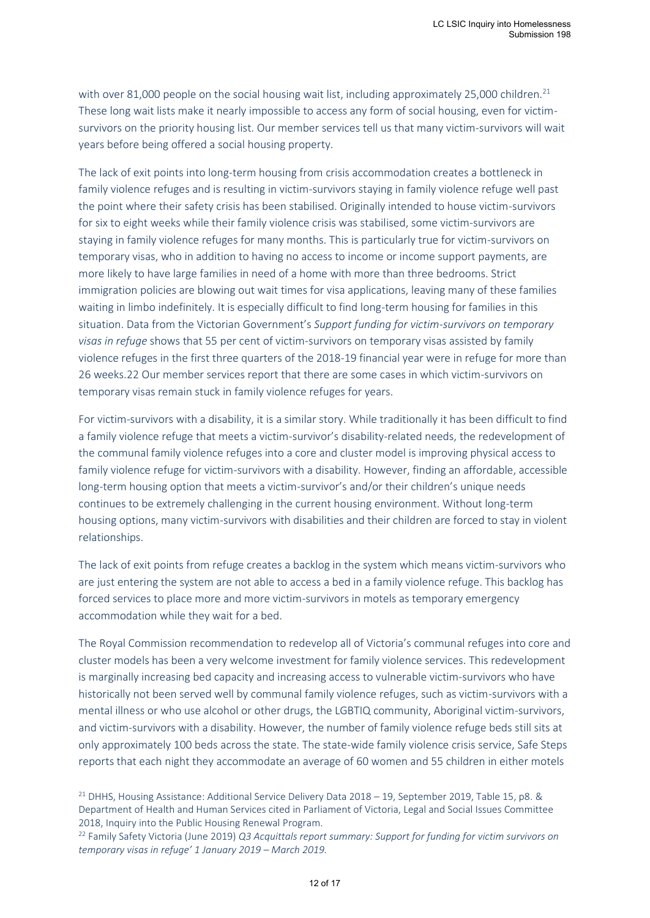with over 81,000 people on the social housing wait list, including approximately 25,000 children.[21] These long wait lists make it nearly impossible to access any form of social housing, even for victim-survivors on the priority housing list. Our member services tell us that many victim-survivors will wait years before being offered a social housing property.

The lack of exit points into long-term housing from crisis accommodation creates a bottleneck in family violence refuges and is resulting in victim-survivors staying in family violence refuge well past the point where their safety crisis has been stabilised. Originally intended to house victim-survivors for six to eight weeks while their family violence crisis was stabilised, some victim-survivors are staying in family violence refuges for many months. This is particularly true for victim-survivors on temporary visas, who in addition to having no access to income or income support payments, are more likely to have large families in need of a home with more than three bedrooms. Strict immigration policies are blowing out wait times for visa applications, leaving many of these families waiting in limbo indefinitely. It is especially difficult to find long-term housing for families in this situation. Data from the Victorian Government's *Support funding for victim-survivors on temporary visas in refuge* shows that 55 per cent of victim-survivors on temporary visas assisted by family violence refuges in the first three quarters of the 2018-19 financial year were in refuge for more than 26 weeks.22 Our member services report that there are some cases in which victim-survivors on temporary visas remain stuck in family violence refuges for years.

For victim-survivors with a disability, it is a similar story. While traditionally it has been difficult to find a family violence refuge that meets a victim-survivor's disability-related needs, the redevelopment of the communal family violence refuges into a core and cluster model is improving physical access to family violence refuge for victim-survivors with a disability. However, finding an affordable, accessible long-term housing option that meets a victim-survivor's and/or their children's unique needs continues to be extremely challenging in the current housing environment. Without long-term housing options, many victim-survivors with disabilities and their children are forced to stay in violent relationships.

The lack of exit points from refuge creates a backlog in the system which means victim-survivors who are just entering the system are not able to access a bed in a family violence refuge. This backlog has forced services to place more and more victim-survivors in motels as temporary emergency accommodation while they wait for a bed.

The Royal Commission recommendation to redevelop all of Victoria's communal refuges into core and cluster models has been a very welcome investment for family violence services. This redevelopment is marginally increasing bed capacity and increasing access to vulnerable victim-survivors who have historically not been served well by communal family violence refuges, such as victim-survivors with a mental illness or who use alcohol or other drugs, the LGBTIQ community, Aboriginal victim-survivors, and victim-survivors with a disability. However, the number of family violence refuge beds still sits at only approximately 100 beds across the state. The state-wide family violence crisis service, Safe Steps reports that each night they accommodate an average of 60 women and 55 children in either motels

---

[21] DHHS, Housing Assistance: Additional Service Delivery Data 2018 – 19, September 2019, Table 15, p8. & Department of Health and Human Services cited in Parliament of Victoria, Legal and Social Issues Committee 2018, Inquiry into the Public Housing Renewal Program.

[22] Family Safety Victoria (June 2019) *Q3 Acquittals report summary: Support for funding for victim survivors on temporary visas in refuge' 1 January 2019 – March 2019.*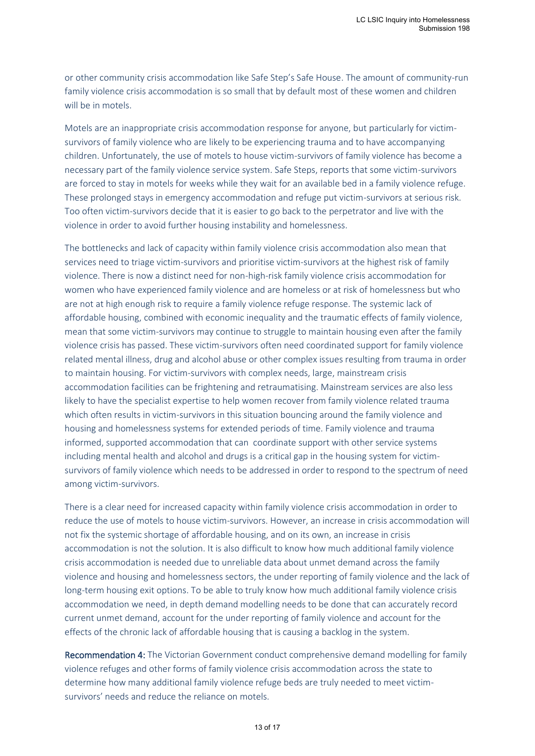or other community crisis accommodation like Safe Step's Safe House. The amount of community-run family violence crisis accommodation is so small that by default most of these women and children will be in motels.

Motels are an inappropriate crisis accommodation response for anyone, but particularly for victim-survivors of family violence who are likely to be experiencing trauma and to have accompanying children. Unfortunately, the use of motels to house victim-survivors of family violence has become a necessary part of the family violence service system. Safe Steps, reports that some victim-survivors are forced to stay in motels for weeks while they wait for an available bed in a family violence refuge. These prolonged stays in emergency accommodation and refuge put victim-survivors at serious risk. Too often victim-survivors decide that it is easier to go back to the perpetrator and live with the violence in order to avoid further housing instability and homelessness.

The bottlenecks and lack of capacity within family violence crisis accommodation also mean that services need to triage victim-survivors and prioritise victim-survivors at the highest risk of family violence. There is now a distinct need for non-high-risk family violence crisis accommodation for women who have experienced family violence and are homeless or at risk of homelessness but who are not at high enough risk to require a family violence refuge response. The systemic lack of affordable housing, combined with economic inequality and the traumatic effects of family violence, mean that some victim-survivors may continue to struggle to maintain housing even after the family violence crisis has passed. These victim-survivors often need coordinated support for family violence related mental illness, drug and alcohol abuse or other complex issues resulting from trauma in order to maintain housing. For victim-survivors with complex needs, large, mainstream crisis accommodation facilities can be frightening and retraumatising. Mainstream services are also less likely to have the specialist expertise to help women recover from family violence related trauma which often results in victim-survivors in this situation bouncing around the family violence and housing and homelessness systems for extended periods of time. Family violence and trauma informed, supported accommodation that can coordinate support with other service systems including mental health and alcohol and drugs is a critical gap in the housing system for victim-survivors of family violence which needs to be addressed in order to respond to the spectrum of need among victim-survivors.

There is a clear need for increased capacity within family violence crisis accommodation in order to reduce the use of motels to house victim-survivors. However, an increase in crisis accommodation will not fix the systemic shortage of affordable housing, and on its own, an increase in crisis accommodation is not the solution. It is also difficult to know how much additional family violence crisis accommodation is needed due to unreliable data about unmet demand across the family violence and housing and homelessness sectors, the under reporting of family violence and the lack of long-term housing exit options. To be able to truly know how much additional family violence crisis accommodation we need, in depth demand modelling needs to be done that can accurately record current unmet demand, account for the under reporting of family violence and account for the effects of the chronic lack of affordable housing that is causing a backlog in the system.

**Recommendation 4:** The Victorian Government conduct comprehensive demand modelling for family violence refuges and other forms of family violence crisis accommodation across the state to determine how many additional family violence refuge beds are truly needed to meet victim-survivors' needs and reduce the reliance on motels.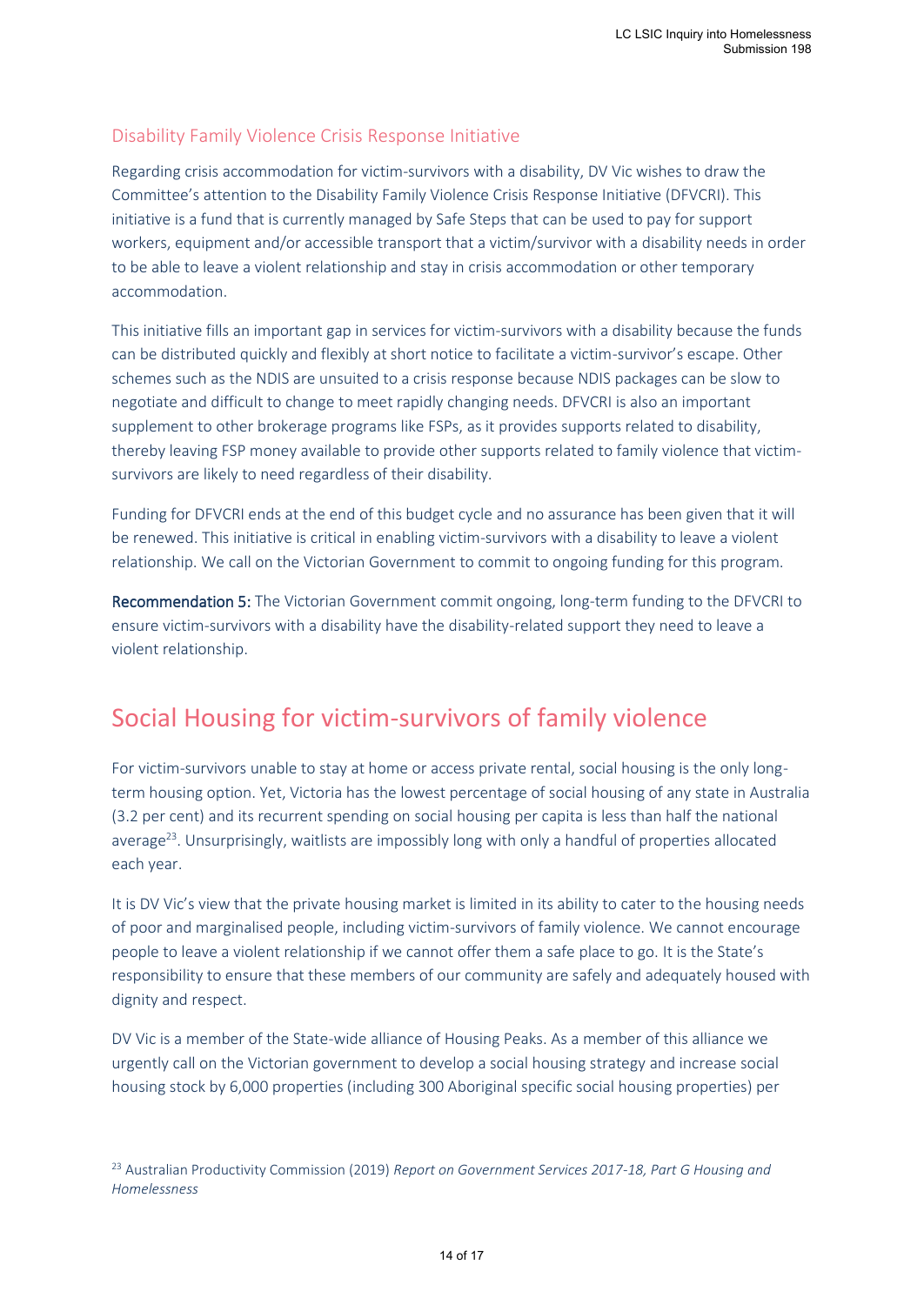### Disability Family Violence Crisis Response Initiative

Regarding crisis accommodation for victim-survivors with a disability, DV Vic wishes to draw the Committee's attention to the Disability Family Violence Crisis Response Initiative (DFVCRI). This initiative is a fund that is currently managed by Safe Steps that can be used to pay for support workers, equipment and/or accessible transport that a victim/survivor with a disability needs in order to be able to leave a violent relationship and stay in crisis accommodation or other temporary accommodation.

This initiative fills an important gap in services for victim-survivors with a disability because the funds can be distributed quickly and flexibly at short notice to facilitate a victim-survivor's escape. Other schemes such as the NDIS are unsuited to a crisis response because NDIS packages can be slow to negotiate and difficult to change to meet rapidly changing needs. DFVCRI is also an important supplement to other brokerage programs like FSPs, as it provides supports related to disability, thereby leaving FSP money available to provide other supports related to family violence that victim-survivors are likely to need regardless of their disability.

Funding for DFVCRI ends at the end of this budget cycle and no assurance has been given that it will be renewed. This initiative is critical in enabling victim-survivors with a disability to leave a violent relationship. We call on the Victorian Government to commit to ongoing funding for this program.

**Recommendation 5:** The Victorian Government commit ongoing, long-term funding to the DFVCRI to ensure victim-survivors with a disability have the disability-related support they need to leave a violent relationship.

## Social Housing for victim-survivors of family violence

For victim-survivors unable to stay at home or access private rental, social housing is the only long-term housing option. Yet, Victoria has the lowest percentage of social housing of any state in Australia (3.2 per cent) and its recurrent spending on social housing per capita is less than half the national average[23]. Unsurprisingly, waitlists are impossibly long with only a handful of properties allocated each year.

It is DV Vic's view that the private housing market is limited in its ability to cater to the housing needs of poor and marginalised people, including victim-survivors of family violence. We cannot encourage people to leave a violent relationship if we cannot offer them a safe place to go. It is the State's responsibility to ensure that these members of our community are safely and adequately housed with dignity and respect.

DV Vic is a member of the State-wide alliance of Housing Peaks. As a member of this alliance we urgently call on the Victorian government to develop a social housing strategy and increase social housing stock by 6,000 properties (including 300 Aboriginal specific social housing properties) per

[23] Australian Productivity Commission (2019) *Report on Government Services 2017-18, Part G Housing and Homelessness*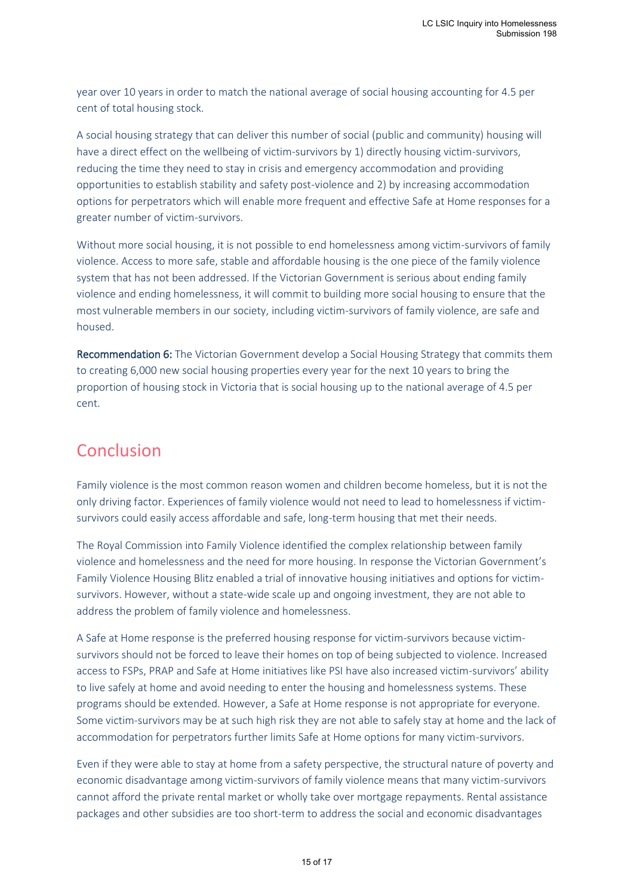year over 10 years in order to match the national average of social housing accounting for 4.5 per cent of total housing stock.

A social housing strategy that can deliver this number of social (public and community) housing will have a direct effect on the wellbeing of victim-survivors by 1) directly housing victim-survivors, reducing the time they need to stay in crisis and emergency accommodation and providing opportunities to establish stability and safety post-violence and 2) by increasing accommodation options for perpetrators which will enable more frequent and effective Safe at Home responses for a greater number of victim-survivors.

Without more social housing, it is not possible to end homelessness among victim-survivors of family violence. Access to more safe, stable and affordable housing is the one piece of the family violence system that has not been addressed. If the Victorian Government is serious about ending family violence and ending homelessness, it will commit to building more social housing to ensure that the most vulnerable members in our society, including victim-survivors of family violence, are safe and housed.

**Recommendation 6:** The Victorian Government develop a Social Housing Strategy that commits them to creating 6,000 new social housing properties every year for the next 10 years to bring the proportion of housing stock in Victoria that is social housing up to the national average of 4.5 per cent.

## Conclusion

Family violence is the most common reason women and children become homeless, but it is not the only driving factor. Experiences of family violence would not need to lead to homelessness if victim-survivors could easily access affordable and safe, long-term housing that met their needs.

The Royal Commission into Family Violence identified the complex relationship between family violence and homelessness and the need for more housing. In response the Victorian Government's Family Violence Housing Blitz enabled a trial of innovative housing initiatives and options for victim-survivors. However, without a state-wide scale up and ongoing investment, they are not able to address the problem of family violence and homelessness.

A Safe at Home response is the preferred housing response for victim-survivors because victim-survivors should not be forced to leave their homes on top of being subjected to violence. Increased access to FSPs, PRAP and Safe at Home initiatives like PSI have also increased victim-survivors' ability to live safely at home and avoid needing to enter the housing and homelessness systems. These programs should be extended. However, a Safe at Home response is not appropriate for everyone. Some victim-survivors may be at such high risk they are not able to safely stay at home and the lack of accommodation for perpetrators further limits Safe at Home options for many victim-survivors.

Even if they were able to stay at home from a safety perspective, the structural nature of poverty and economic disadvantage among victim-survivors of family violence means that many victim-survivors cannot afford the private rental market or wholly take over mortgage repayments. Rental assistance packages and other subsidies are too short-term to address the social and economic disadvantages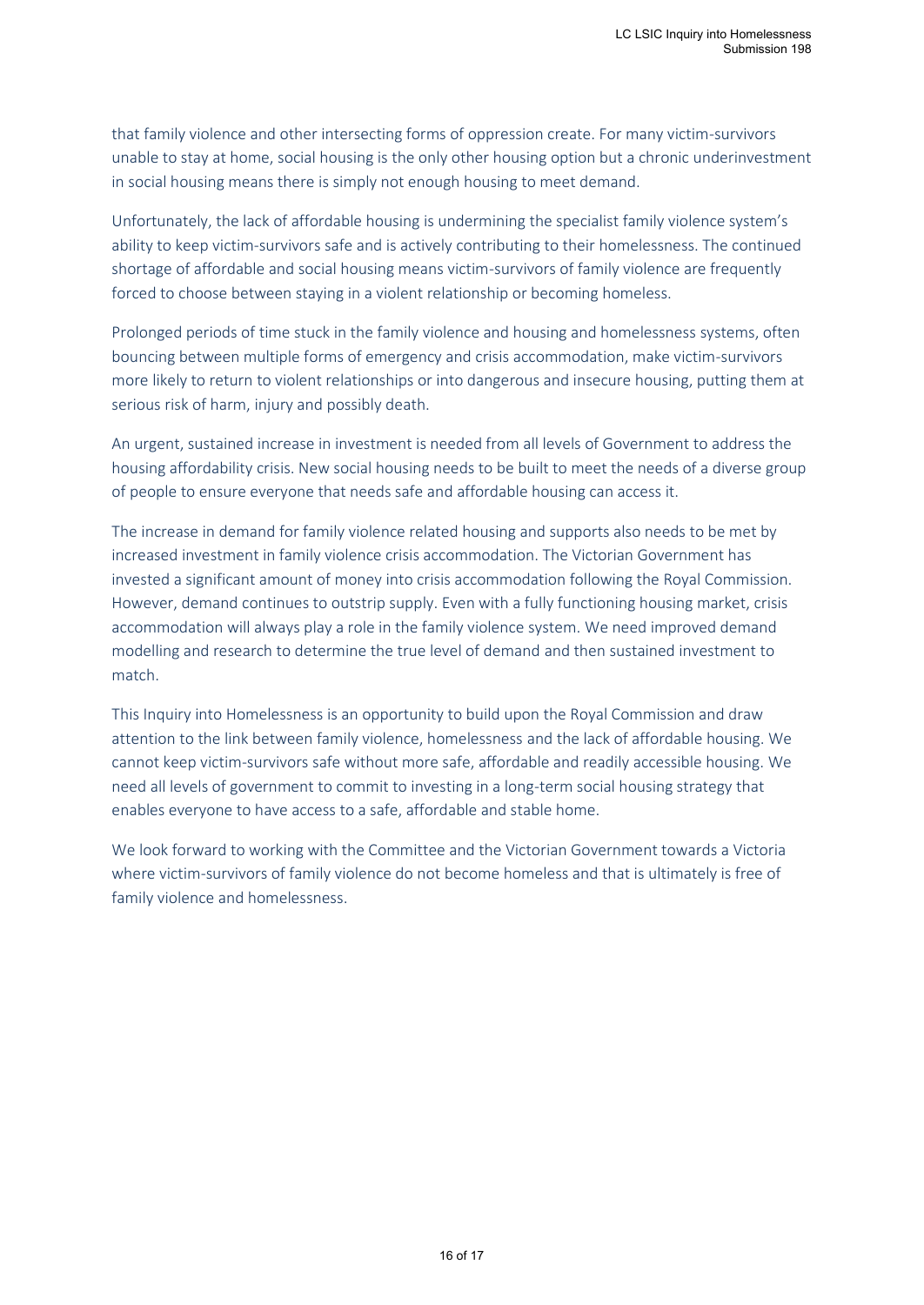that family violence and other intersecting forms of oppression create. For many victim-survivors unable to stay at home, social housing is the only other housing option but a chronic underinvestment in social housing means there is simply not enough housing to meet demand.

Unfortunately, the lack of affordable housing is undermining the specialist family violence system's ability to keep victim-survivors safe and is actively contributing to their homelessness. The continued shortage of affordable and social housing means victim-survivors of family violence are frequently forced to choose between staying in a violent relationship or becoming homeless.

Prolonged periods of time stuck in the family violence and housing and homelessness systems, often bouncing between multiple forms of emergency and crisis accommodation, make victim-survivors more likely to return to violent relationships or into dangerous and insecure housing, putting them at serious risk of harm, injury and possibly death.

An urgent, sustained increase in investment is needed from all levels of Government to address the housing affordability crisis. New social housing needs to be built to meet the needs of a diverse group of people to ensure everyone that needs safe and affordable housing can access it.

The increase in demand for family violence related housing and supports also needs to be met by increased investment in family violence crisis accommodation. The Victorian Government has invested a significant amount of money into crisis accommodation following the Royal Commission. However, demand continues to outstrip supply. Even with a fully functioning housing market, crisis accommodation will always play a role in the family violence system. We need improved demand modelling and research to determine the true level of demand and then sustained investment to match.

This Inquiry into Homelessness is an opportunity to build upon the Royal Commission and draw attention to the link between family violence, homelessness and the lack of affordable housing. We cannot keep victim-survivors safe without more safe, affordable and readily accessible housing. We need all levels of government to commit to investing in a long-term social housing strategy that enables everyone to have access to a safe, affordable and stable home.

We look forward to working with the Committee and the Victorian Government towards a Victoria where victim-survivors of family violence do not become homeless and that is ultimately is free of family violence and homelessness.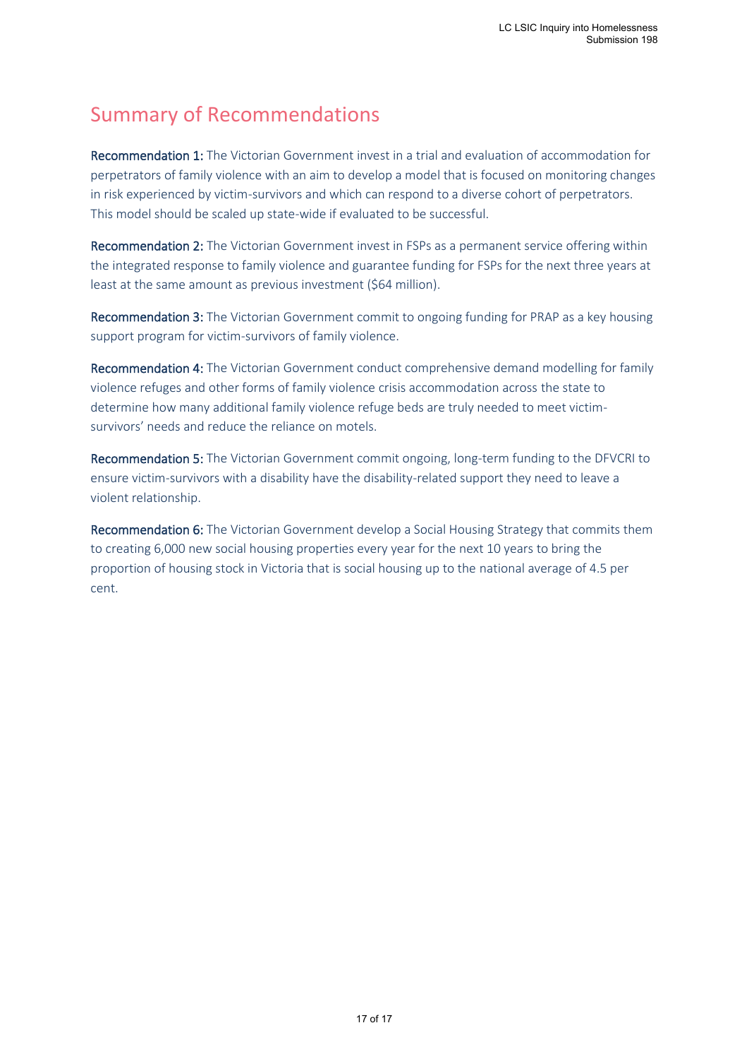## Summary of Recommendations

**Recommendation 1:** The Victorian Government invest in a trial and evaluation of accommodation for perpetrators of family violence with an aim to develop a model that is focused on monitoring changes in risk experienced by victim-survivors and which can respond to a diverse cohort of perpetrators. This model should be scaled up state-wide if evaluated to be successful.

**Recommendation 2:** The Victorian Government invest in FSPs as a permanent service offering within the integrated response to family violence and guarantee funding for FSPs for the next three years at least at the same amount as previous investment ($64 million).

**Recommendation 3:** The Victorian Government commit to ongoing funding for PRAP as a key housing support program for victim-survivors of family violence.

**Recommendation 4:** The Victorian Government conduct comprehensive demand modelling for family violence refuges and other forms of family violence crisis accommodation across the state to determine how many additional family violence refuge beds are truly needed to meet victim-survivors' needs and reduce the reliance on motels.

**Recommendation 5:** The Victorian Government commit ongoing, long-term funding to the DFVCRI to ensure victim-survivors with a disability have the disability-related support they need to leave a violent relationship.

**Recommendation 6:** The Victorian Government develop a Social Housing Strategy that commits them to creating 6,000 new social housing properties every year for the next 10 years to bring the proportion of housing stock in Victoria that is social housing up to the national average of 4.5 per cent.